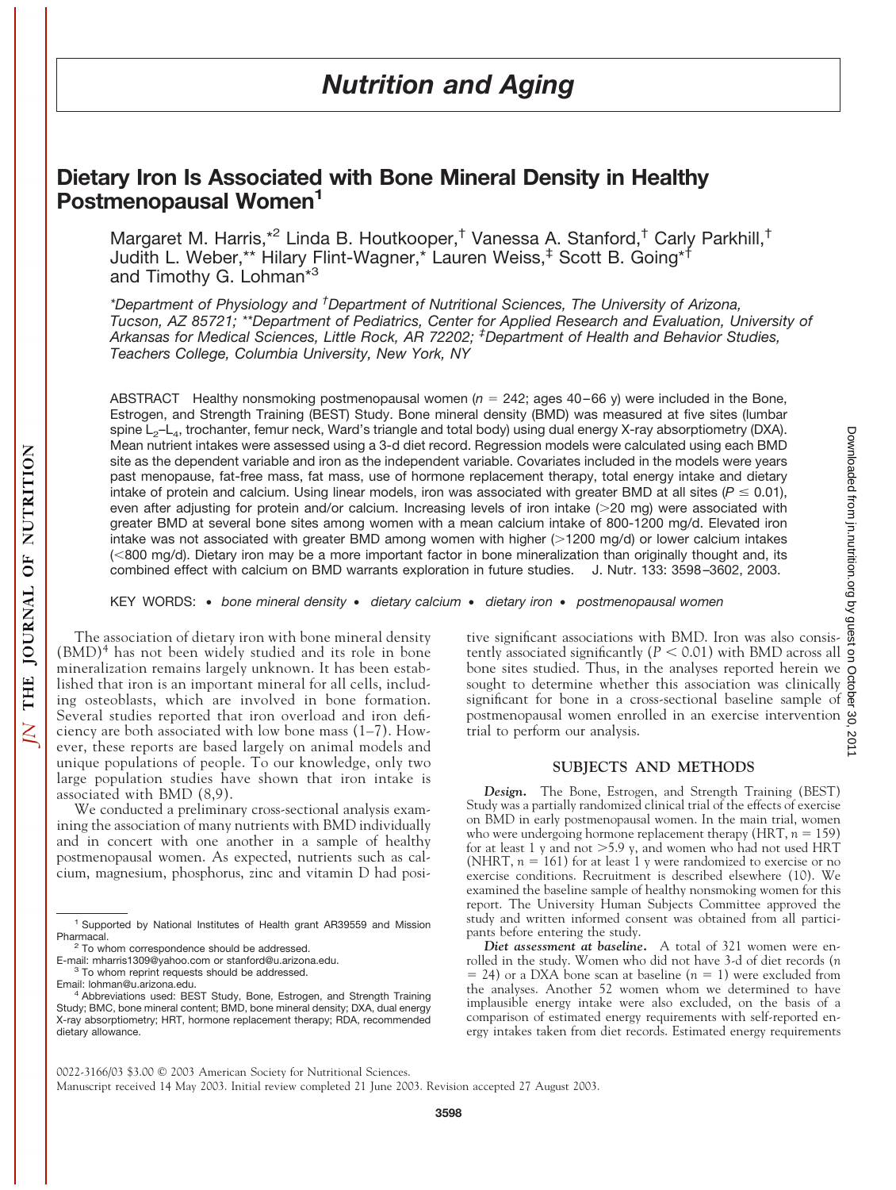# Nutrition and Aging

## Dietary Iron Is Associated with Bone Mineral Density in Healthy Postmenopausal Women[1]

Margaret M. Harris,*[2] Linda B. Houtkooper,† Vanessa A. Stanford,† Carly Parkhill,† Judith L. Weber,** Hilary Flint-Wagner,* Lauren Weiss,‡ Scott B. Going*† and Timothy G. Lohman*[3]

*Department of Physiology and †Department of Nutritional Sciences, The University of Arizona, Tucson, AZ 85721; **Department of Pediatrics, Center for Applied Research and Evaluation, University of Arkansas for Medical Sciences, Little Rock, AR 72202; ‡Department of Health and Behavior Studies, Teachers College, Columbia University, New York, NY*

ABSTRACT Healthy nonsmoking postmenopausal women ($n = 242$; ages 40–66 y) were included in the Bone, Estrogen, and Strength Training (BEST) Study. Bone mineral density (BMD) was measured at five sites (lumbar spine $L_2$–$L_4$, trochanter, femur neck, Ward's triangle and total body) using dual energy X-ray absorptiometry (DXA). Mean nutrient intakes were assessed using a 3-d diet record. Regression models were calculated using each BMD site as the dependent variable and iron as the independent variable. Covariates included in the models were years past menopause, fat-free mass, fat mass, use of hormone replacement therapy, total energy intake and dietary intake of protein and calcium. Using linear models, iron was associated with greater BMD at all sites ($P \leq 0.01$), even after adjusting for protein and/or calcium. Increasing levels of iron intake (>20 mg) were associated with greater BMD at several bone sites among women with a mean calcium intake of 800-1200 mg/d. Elevated iron intake was not associated with greater BMD among women with higher (>1200 mg/d) or lower calcium intakes (<800 mg/d). Dietary iron may be a more important factor in bone mineralization than originally thought and, its combined effect with calcium on BMD warrants exploration in future studies. J. Nutr. 133: 3598–3602, 2003.

KEY WORDS: • *bone mineral density* • *dietary calcium* • *dietary iron* • *postmenopausal women*

The association of dietary iron with bone mineral density (BMD)[4] has not been widely studied and its role in bone mineralization remains largely unknown. It has been established that iron is an important mineral for all cells, including osteoblasts, which are involved in bone formation. Several studies reported that iron overload and iron deficiency are both associated with low bone mass (1–7). However, these reports are based largely on animal models and unique populations of people. To our knowledge, only two large population studies have shown that iron intake is associated with BMD (8,9).

We conducted a preliminary cross-sectional analysis examining the association of many nutrients with BMD individually and in concert with one another in a sample of healthy postmenopausal women. As expected, nutrients such as calcium, magnesium, phosphorus, zinc and vitamin D had positive significant associations with BMD. Iron was also consistently associated significantly ($P < 0.01$) with BMD across all bone sites studied. Thus, in the analyses reported herein we sought to determine whether this association was clinically significant for bone in a cross-sectional baseline sample of postmenopausal women enrolled in an exercise intervention trial to perform our analysis.

### SUBJECTS AND METHODS

***Design.*** The Bone, Estrogen, and Strength Training (BEST) Study was a partially randomized clinical trial of the effects of exercise on BMD in early postmenopausal women. In the main trial, women who were undergoing hormone replacement therapy (HRT, $n = 159$) for at least 1 y and not >5.9 y, and women who had not used HRT (NHRT, $n = 161$) for at least 1 y were randomized to exercise or no exercise conditions. Recruitment is described elsewhere (10). We examined the baseline sample of healthy nonsmoking women for this report. The University Human Subjects Committee approved the study and written informed consent was obtained from all participants before entering the study.

***Diet assessment at baseline.*** A total of 321 women were enrolled in the study. Women who did not have 3-d of diet records ($n = 24$) or a DXA bone scan at baseline ($n = 1$) were excluded from the analyses. Another 52 women whom we determined to have implausible energy intake were also excluded, on the basis of a comparison of estimated energy requirements with self-reported energy intakes taken from diet records. Estimated energy requirements

---

[1] Supported by National Institutes of Health grant AR39559 and Mission Pharmacal.

[2] To whom correspondence should be addressed. E-mail: mharris1309@yahoo.com or stanford@u.arizona.edu.

[3] To whom reprint requests should be addressed. Email: lohman@u.arizona.edu.

[4] Abbreviations used: BEST Study, Bone, Estrogen, and Strength Training Study; BMC, bone mineral content; BMD, bone mineral density; DXA, dual energy X-ray absorptiometry; HRT, hormone replacement therapy; RDA, recommended dietary allowance.

0022-3166/03 $3.00 © 2003 American Society for Nutritional Sciences.

Manuscript received 14 May 2003. Initial review completed 21 June 2003. Revision accepted 27 August 2003.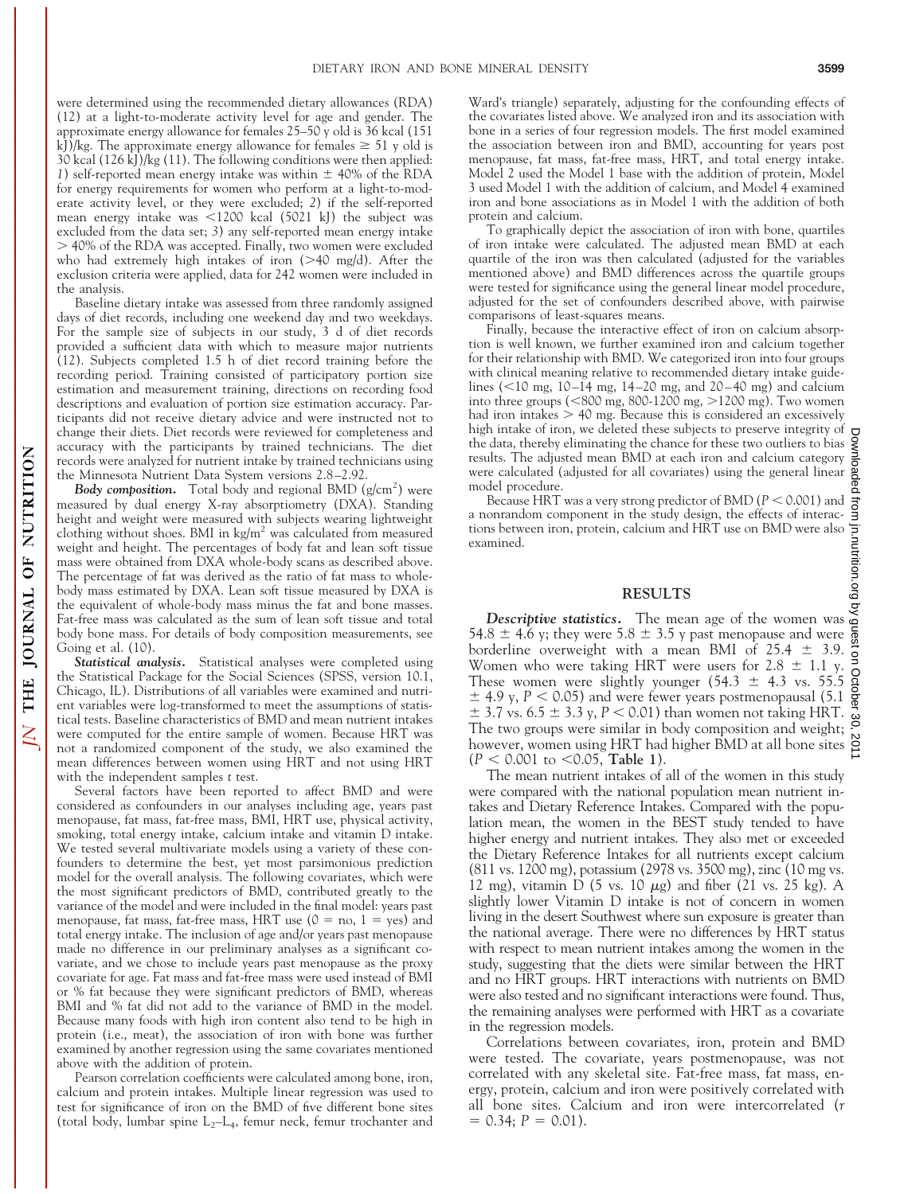were determined using the recommended dietary allowances (RDA) (12) at a light-to-moderate activity level for age and gender. The approximate energy allowance for females 25–50 y old is 36 kcal (151 kJ)/kg. The approximate energy allowance for females ≥ 51 y old is 30 kcal (126 kJ)/kg (11). The following conditions were then applied: *1*) self-reported mean energy intake was within ± 40% of the RDA for energy requirements for women who perform at a light-to-moderate activity level, or they were excluded; *2*) if the self-reported mean energy intake was <1200 kcal (5021 kJ) the subject was excluded from the data set; *3*) any self-reported mean energy intake > 40% of the RDA was accepted. Finally, two women were excluded who had extremely high intakes of iron (>40 mg/d). After the exclusion criteria were applied, data for 242 women were included in the analysis.

Baseline dietary intake was assessed from three randomly assigned days of diet records, including one weekend day and two weekdays. For the sample size of subjects in our study, 3 d of diet records provided a sufficient data with which to measure major nutrients (12). Subjects completed 1.5 h of diet record training before the recording period. Training consisted of participatory portion size estimation and measurement training, directions on recording food descriptions and evaluation of portion size estimation accuracy. Participants did not receive dietary advice and were instructed not to change their diets. Diet records were reviewed for completeness and accuracy with the participants by trained technicians. The diet records were analyzed for nutrient intake by trained technicians using the Minnesota Nutrient Data System versions 2.8–2.92.

***Body composition.*** Total body and regional BMD (g/cm$^2$) were measured by dual energy X-ray absorptiometry (DXA). Standing height and weight were measured with subjects wearing lightweight clothing without shoes. BMI in kg/m$^2$ was calculated from measured weight and height. The percentages of body fat and lean soft tissue mass were obtained from DXA whole-body scans as described above. The percentage of fat was derived as the ratio of fat mass to whole-body mass estimated by DXA. Lean soft tissue measured by DXA is the equivalent of whole-body mass minus the fat and bone masses. Fat-free mass was calculated as the sum of lean soft tissue and total body bone mass. For details of body composition measurements, see Going et al. (10).

***Statistical analysis.*** Statistical analyses were completed using the Statistical Package for the Social Sciences (SPSS, version 10.1, Chicago, IL). Distributions of all variables were examined and nutrient variables were log-transformed to meet the assumptions of statistical tests. Baseline characteristics of BMD and mean nutrient intakes were computed for the entire sample of women. Because HRT was not a randomized component of the study, we also examined the mean differences between women using HRT and not using HRT with the independent samples *t* test.

Several factors have been reported to affect BMD and were considered as confounders in our analyses including age, years past menopause, fat mass, fat-free mass, BMI, HRT use, physical activity, smoking, total energy intake, calcium intake and vitamin D intake. We tested several multivariate models using a variety of these confounders to determine the best, yet most parsimonious prediction model for the overall analysis. The following covariates, which were the most significant predictors of BMD, contributed greatly to the variance of the model and were included in the final model: years past menopause, fat mass, fat-free mass, HRT use (0 = no, 1 = yes) and total energy intake. The inclusion of age and/or years past menopause made no difference in our preliminary analyses as a significant covariate, and we chose to include years past menopause as the proxy covariate for age. Fat mass and fat-free mass were used instead of BMI or % fat because they were significant predictors of BMD, whereas BMI and % fat did not add to the variance of BMD in the model. Because many foods with high iron content also tend to be high in protein (i.e., meat), the association of iron with bone was further examined by another regression using the same covariates mentioned above with the addition of protein.

Pearson correlation coefficients were calculated among bone, iron, calcium and protein intakes. Multiple linear regression was used to test for significance of iron on the BMD of five different bone sites (total body, lumbar spine $L_2$–$L_4$, femur neck, femur trochanter and Ward's triangle) separately, adjusting for the confounding effects of the covariates listed above. We analyzed iron and its association with bone in a series of four regression models. The first model examined the association between iron and BMD, accounting for years post menopause, fat mass, fat-free mass, HRT, and total energy intake. Model 2 used the Model 1 base with the addition of protein, Model 3 used Model 1 with the addition of calcium, and Model 4 examined iron and bone associations as in Model 1 with the addition of both protein and calcium.

To graphically depict the association of iron with bone, quartiles of iron intake were calculated. The adjusted mean BMD at each quartile of the iron was then calculated (adjusted for the variables mentioned above) and BMD differences across the quartile groups were tested for significance using the general linear model procedure, adjusted for the set of confounders described above, with pairwise comparisons of least-squares means.

Finally, because the interactive effect of iron on calcium absorption is well known, we further examined iron and calcium together for their relationship with BMD. We categorized iron into four groups with clinical meaning relative to recommended dietary intake guidelines (<10 mg, 10–14 mg, 14–20 mg, and 20–40 mg) and calcium into three groups (<800 mg, 800-1200 mg, >1200 mg). Two women had iron intakes > 40 mg. Because this is considered an excessively high intake of iron, we deleted these subjects to preserve integrity of the data, thereby eliminating the chance for these two outliers to bias results. The adjusted mean BMD at each iron and calcium category were calculated (adjusted for all covariates) using the general linear model procedure.

Because HRT was a very strong predictor of BMD ($P < 0.001$) and a nonrandom component in the study design, the effects of interactions between iron, protein, calcium and HRT use on BMD were also examined.

## RESULTS

***Descriptive statistics.*** The mean age of the women was 54.8 ± 4.6 y; they were 5.8 ± 3.5 y past menopause and were borderline overweight with a mean BMI of 25.4 ± 3.9. Women who were taking HRT were users for 2.8 ± 1.1 y. These women were slightly younger (54.3 ± 4.3 vs. 55.5 ± 4.9 y, $P < 0.05$) and were fewer years postmenopausal (5.1 ± 3.7 vs. 6.5 ± 3.3 y, $P < 0.01$) than women not taking HRT. The two groups were similar in body composition and weight; however, women using HRT had higher BMD at all bone sites ($P < 0.001$ to $<0.05$, **Table 1**).

The mean nutrient intakes of all of the women in this study were compared with the national population mean nutrient intakes and Dietary Reference Intakes. Compared with the population mean, the women in the BEST study tended to have higher energy and nutrient intakes. They also met or exceeded the Dietary Reference Intakes for all nutrients except calcium (811 vs. 1200 mg), potassium (2978 vs. 3500 mg), zinc (10 mg vs. 12 mg), vitamin D (5 vs. 10 μg) and fiber (21 vs. 25 kg). A slightly lower Vitamin D intake is not of concern in women living in the desert Southwest where sun exposure is greater than the national average. There were no differences by HRT status with respect to mean nutrient intakes among the women in the study, suggesting that the diets were similar between the HRT and no HRT groups. HRT interactions with nutrients on BMD were also tested and no significant interactions were found. Thus, the remaining analyses were performed with HRT as a covariate in the regression models.

Correlations between covariates, iron, protein and BMD were tested. The covariate, years postmenopause, was not correlated with any skeletal site. Fat-free mass, fat mass, energy, protein, calcium and iron were positively correlated with all bone sites. Calcium and iron were intercorrelated ($r = 0.34$; $P = 0.01$).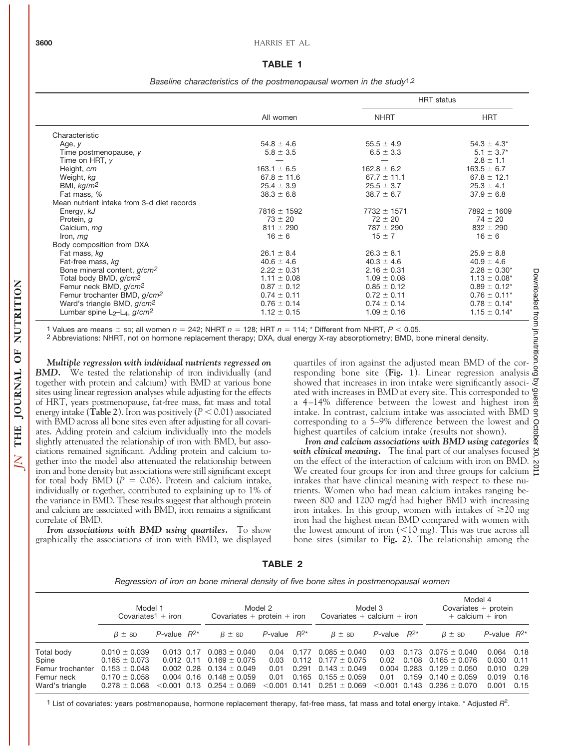**TABLE 1**

*Baseline characteristics of the postmenopausal women in the study*[1,2]

| | All women | HRT status | |
|---|---|---|---|
| | | NHRT | HRT |
| Characteristic | | | |
| Age, *y* | 54.8 ± 4.6 | 55.5 ± 4.9 | 54.3 ± 4.3* |
| Time postmenopause, *y* | 5.8 ± 3.5 | 6.5 ± 3.3 | 5.1 ± 3.7* |
| Time on HRT, *y* | — | — | 2.8 ± 1.1 |
| Height, *cm* | 163.1 ± 6.5 | 162.8 ± 6.2 | 163.5 ± 6.7 |
| Weight, *kg* | 67.8 ± 11.6 | 67.7 ± 11.1 | 67.8 ± 12.1 |
| BMI, *kg/m²* | 25.4 ± 3.9 | 25.5 ± 3.7 | 25.3 ± 4.1 |
| Fat mass, *%* | 38.3 ± 6.8 | 38.7 ± 6.7 | 37.9 ± 6.8 |
| Mean nutrient intake from 3-d diet records | | | |
| Energy, *kJ* | 7816 ± 1592 | 7732 ± 1571 | 7892 ± 1609 |
| Protein, *g* | 73 ± 20 | 72 ± 20 | 74 ± 20 |
| Calcium, *mg* | 811 ± 290 | 787 ± 290 | 832 ± 290 |
| Iron, *mg* | 16 ± 6 | 15 ± 7 | 16 ± 6 |
| Body composition from DXA | | | |
| Fat mass, *kg* | 26.1 ± 8.4 | 26.3 ± 8.1 | 25.9 ± 8.8 |
| Fat-free mass, *kg* | 40.6 ± 4.6 | 40.3 ± 4.6 | 40.9 ± 4.6 |
| Bone mineral content, *g/cm²* | 2.22 ± 0.31 | 2.16 ± 0.31 | 2.28 ± 0.30* |
| Total body BMD, *g/cm²* | 1.11 ± 0.08 | 1.09 ± 0.08 | 1.13 ± 0.08* |
| Femur neck BMD, *g/cm²* | 0.87 ± 0.12 | 0.85 ± 0.12 | 0.89 ± 0.12* |
| Femur trochanter BMD, *g/cm²* | 0.74 ± 0.11 | 0.72 ± 0.11 | 0.76 ± 0.11* |
| Ward's triangle BMD, *g/cm²* | 0.76 ± 0.14 | 0.74 ± 0.14 | 0.78 ± 0.14* |
| Lumbar spine $L_2$–$L_4$, *g/cm²* | 1.12 ± 0.15 | 1.09 ± 0.16 | 1.15 ± 0.14* |

[1] Values are means ± SD; all women $n = 242$; NHRT $n = 128$; HRT $n = 114$; * Different from NHRT, $P < 0.05$.
[2] Abbreviations: NHRT, not on hormone replacement therapy; DXA, dual energy X-ray absorptiometry; BMD, bone mineral density.

***Multiple regression with individual nutrients regressed on BMD.*** We tested the relationship of iron individually (and together with protein and calcium) with BMD at various bone sites using linear regression analyses while adjusting for the effects of HRT, years postmenopause, fat-free mass, fat mass and total energy intake (**Table 2**). Iron was positively ($P < 0.01$) associated with BMD across all bone sites even after adjusting for all covariates. Adding protein and calcium individually into the models slightly attenuated the relationship of iron with BMD, but associations remained significant. Adding protein and calcium together into the model also attenuated the relationship between iron and bone density but associations were still significant except for total body BMD ($P = 0.06$). Protein and calcium intake, individually or together, contributed to explaining up to 1% of the variance in BMD. These results suggest that although protein and calcium are associated with BMD, iron remains a significant correlate of BMD.

***Iron associations with BMD using quartiles.*** To show graphically the associations of iron with BMD, we displayed quartiles of iron against the adjusted mean BMD of the corresponding bone site (**Fig. 1**). Linear regression analysis showed that increases in iron intake were significantly associated with increases in BMD at every site. This corresponded to a 4–14% difference between the lowest and highest iron intake. In contrast, calcium intake was associated with BMD corresponding to a 5–9% difference between the lowest and highest quartiles of calcium intake (results not shown).

***Iron and calcium associations with BMD using categories with clinical meaning.*** The final part of our analyses focused on the effect of the interaction of calcium with iron on BMD. We created four groups for iron and three groups for calcium intakes that have clinical meaning with respect to these nutrients. Women who had mean calcium intakes ranging between 800 and 1200 mg/d had higher BMD with increasing iron intakes. In this group, women with intakes of ≥20 mg iron had the highest mean BMD compared with women with the lowest amount of iron (<10 mg). This was true across all bone sites (similar to **Fig. 2**). The relationship among the

**TABLE 2**

*Regression of iron on bone mineral density of five bone sites in postmenopausal women*

| | Model 1 Covariates[1] + iron | | | Model 2 Covariates + protein + iron | | | Model 3 Covariates + calcium + iron | | | Model 4 Covariates + protein + calcium + iron | | |
|---|---|---|---|---|---|---|---|---|---|---|---|---|
| | β ± SD | *P*-value | $R^2$* | β ± SD | *P*-value | $R^2$* | β ± SD | *P*-value | $R^2$* | β ± SD | *P*-value | $R^2$* |
| Total body | 0.010 ± 0.039 | 0.013 | 0.17 | 0.083 ± 0.040 | 0.04 | 0.177 | 0.085 ± 0.040 | 0.03 | 0.173 | 0.075 ± 0.040 | 0.064 | 0.18 |
| Spine | 0.185 ± 0.073 | 0.012 | 0.11 | 0.169 ± 0.075 | 0.03 | 0.112 | 0.177 ± 0.075 | 0.02 | 0.108 | 0.165 ± 0.076 | 0.030 | 0.11 |
| Femur trochanter | 0.153 ± 0.048 | 0.002 | 0.28 | 0.134 ± 0.049 | 0.01 | 0.291 | 0.143 ± 0.049 | 0.004 | 0.283 | 0.129 ± 0.050 | 0.010 | 0.29 |
| Femur neck | 0.170 ± 0.058 | 0.004 | 0.16 | 0.148 ± 0.059 | 0.01 | 0.165 | 0.155 ± 0.059 | 0.01 | 0.159 | 0.140 ± 0.059 | 0.019 | 0.16 |
| Ward's triangle | 0.278 ± 0.068 | <0.001 | 0.13 | 0.254 ± 0.069 | <0.001 | 0.141 | 0.251 ± 0.069 | <0.001 | 0.143 | 0.236 ± 0.070 | 0.001 | 0.15 |

[1] List of covariates: years postmenopause, hormone replacement therapy, fat-free mass, fat mass and total energy intake. * Adjusted $R^2$.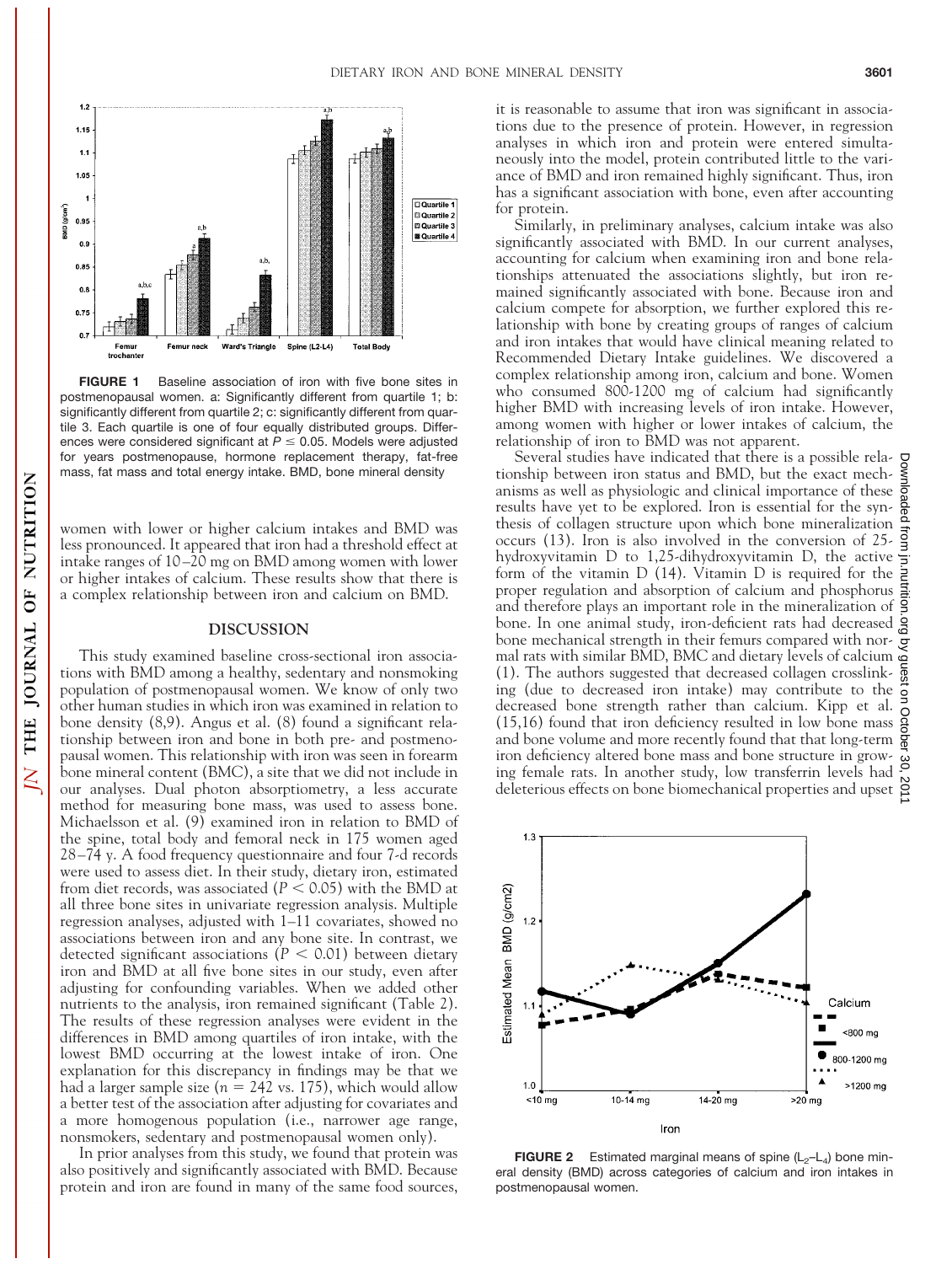1.2
1.15
1.1
1.05
1
0.95
0.9
0.85
0.8
0.75
0.7

BMD (g/cm²)

a,b,c
a,b
a,b
a,b,
a,b
a,b
a

Femur trochanter
Femur neck
Ward's Triangle
Spine (L2-L4)
Total Body

Quartile 1
Quartile 2
Quartile 3
Quartile 4

**FIGURE 1** Baseline association of iron with five bone sites in postmenopausal women. a: Significantly different from quartile 1; b: significantly different from quartile 2; c: significantly different from quartile 3. Each quartile is one of four equally distributed groups. Differences were considered significant at $P \leq 0.05$. Models were adjusted for years postmenopause, hormone replacement therapy, fat-free mass, fat mass and total energy intake. BMD, bone mineral density

women with lower or higher calcium intakes and BMD was less pronounced. It appeared that iron had a threshold effect at intake ranges of 10–20 mg on BMD among women with lower or higher intakes of calcium. These results show that there is a complex relationship between iron and calcium on BMD.

## DISCUSSION

This study examined baseline cross-sectional iron associations with BMD among a healthy, sedentary and nonsmoking population of postmenopausal women. We know of only two other human studies in which iron was examined in relation to bone density (8,9). Angus et al. (8) found a significant relationship between iron and bone in both pre- and postmenopausal women. This relationship with iron was seen in forearm bone mineral content (BMC), a site that we did not include in our analyses. Dual photon absorptiometry, a less accurate method for measuring bone mass, was used to assess bone. Michaelsson et al. (9) examined iron in relation to BMD of the spine, total body and femoral neck in 175 women aged 28–74 y. A food frequency questionnaire and four 7-d records were used to assess diet. In their study, dietary iron, estimated from diet records, was associated ($P < 0.05$) with the BMD at all three bone sites in univariate regression analysis. Multiple regression analyses, adjusted with 1–11 covariates, showed no associations between iron and any bone site. In contrast, we detected significant associations ($P < 0.01$) between dietary iron and BMD at all five bone sites in our study, even after adjusting for confounding variables. When we added other nutrients to the analysis, iron remained significant (Table 2). The results of these regression analyses were evident in the differences in BMD among quartiles of iron intake, with the lowest BMD occurring at the lowest intake of iron. One explanation for this discrepancy in findings may be that we had a larger sample size ($n = 242$ vs. 175), which would allow a better test of the association after adjusting for covariates and a more homogenous population (i.e., narrower age range, nonsmokers, sedentary and postmenopausal women only).

In prior analyses from this study, we found that protein was also positively and significantly associated with BMD. Because protein and iron are found in many of the same food sources, it is reasonable to assume that iron was significant in associations due to the presence of protein. However, in regression analyses in which iron and protein were entered simultaneously into the model, protein contributed little to the variance of BMD and iron remained highly significant. Thus, iron has a significant association with bone, even after accounting for protein.

Similarly, in preliminary analyses, calcium intake was also significantly associated with BMD. In our current analyses, accounting for calcium when examining iron and bone relationships attenuated the associations slightly, but iron remained significantly associated with bone. Because iron and calcium compete for absorption, we further explored this relationship with bone by creating groups of ranges of calcium and iron intakes that would have clinical meaning related to Recommended Dietary Intake guidelines. We discovered a complex relationship among iron, calcium and bone. Women who consumed 800-1200 mg of calcium had significantly higher BMD with increasing levels of iron intake. However, among women with higher or lower intakes of calcium, the relationship of iron to BMD was not apparent.

Several studies have indicated that there is a possible relationship between iron status and BMD, but the exact mechanisms as well as physiologic and clinical importance of these results have yet to be explored. Iron is essential for the synthesis of collagen structure upon which bone mineralization occurs (13). Iron is also involved in the conversion of 25-hydroxyvitamin D to 1,25-dihydroxyvitamin D, the active form of the vitamin D (14). Vitamin D is required for the proper regulation and absorption of calcium and phosphorus and therefore plays an important role in the mineralization of bone. In one animal study, iron-deficient rats had decreased bone mechanical strength in their femurs compared with normal rats with similar BMD, BMC and dietary levels of calcium (1). The authors suggested that decreased collagen crosslinking (due to decreased iron intake) may contribute to the decreased bone strength rather than calcium. Kipp et al. (15,16) found that iron deficiency resulted in low bone mass and bone volume and more recently found that long-term iron deficiency altered bone mass and bone structure in growing female rats. In another study, low transferrin levels had deleterious effects on bone biomechanical properties and upset

1.3
1.2
1.1
1.0

Estimated Mean BMD (g/cm2)

<10 mg
10-14 mg
14-20 mg
>20 mg

Iron

Calcium
<800 mg
800-1200 mg
>1200 mg

**FIGURE 2** Estimated marginal means of spine ($L_2$–$L_4$) bone mineral density (BMD) across categories of calcium and iron intakes in postmenopausal women.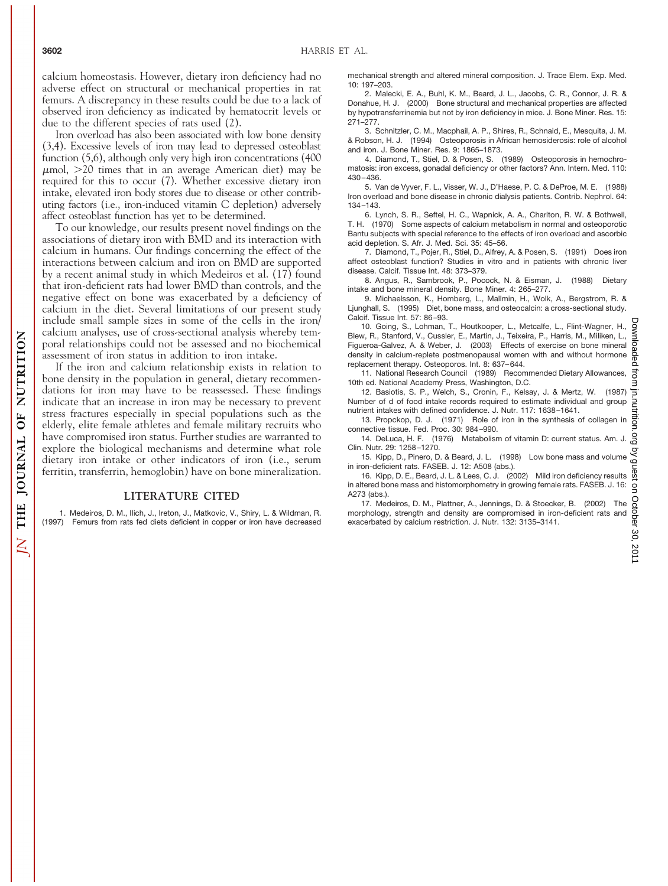calcium homeostasis. However, dietary iron deficiency had no adverse effect on structural or mechanical properties in rat femurs. A discrepancy in these results could be due to a lack of observed iron deficiency as indicated by hematocrit levels or due to the different species of rats used (2).

Iron overload has also been associated with low bone density (3,4). Excessive levels of iron may lead to depressed osteoblast function (5,6), although only very high iron concentrations (400 $\mu$mol, >20 times that in an average American diet) may be required for this to occur (7). Whether excessive dietary iron intake, elevated iron body stores due to disease or other contributing factors (i.e., iron-induced vitamin C depletion) adversely affect osteoblast function has yet to be determined.

To our knowledge, our results present novel findings on the associations of dietary iron with BMD and its interaction with calcium in humans. Our findings concerning the effect of the interactions between calcium and iron on BMD are supported by a recent animal study in which Medeiros et al. (17) found that iron-deficient rats had lower BMD than controls, and the negative effect on bone was exacerbated by a deficiency of calcium in the diet. Several limitations of our present study include small sample sizes in some of the cells in the iron/calcium analyses, use of cross-sectional analysis whereby temporal relationships could not be assessed and no biochemical assessment of iron status in addition to iron intake.

If the iron and calcium relationship exists in relation to bone density in the population in general, dietary recommendations for iron may have to be reassessed. These findings indicate that an increase in iron may be necessary to prevent stress fractures especially in special populations such as the elderly, elite female athletes and female military recruits who have compromised iron status. Further studies are warranted to explore the biological mechanisms and determine what role dietary iron intake or other indicators of iron (i.e., serum ferritin, transferrin, hemoglobin) have on bone mineralization.

## LITERATURE CITED

1. Medeiros, D. M., Ilich, J., Ireton, J., Matkovic, V., Shiry, L. & Wildman, R. (1997) Femurs from rats fed diets deficient in copper or iron have decreased mechanical strength and altered mineral composition. J. Trace Elem. Exp. Med. 10: 197–203.
2. Malecki, E. A., Buhl, K. M., Beard, J. L., Jacobs, C. R., Connor, J. R. & Donahue, H. J. (2000) Bone structural and mechanical properties are affected by hypotransferrinemia but not by iron deficiency in mice. J. Bone Miner. Res. 15: 271–277.
3. Schnitzler, C. M., Macphail, A. P., Shires, R., Schnaid, E., Mesquita, J. M. & Robson, H. J. (1994) Osteoporosis in African hemosiderosis: role of alcohol and iron. J. Bone Miner. Res. 9: 1865–1873.
4. Diamond, T., Stiel, D. & Posen, S. (1989) Osteoporosis in hemochromatosis: iron excess, gonadal deficiency or other factors? Ann. Intern. Med. 110: 430–436.
5. Van de Vyver, F. L., Visser, W. J., D'Haese, P. C. & DeProe, M. E. (1988) Iron overload and bone disease in chronic dialysis patients. Contrib. Nephrol. 64: 134–143.
6. Lynch, S. R., Seftel, H. C., Wapnick, A. A., Charlton, R. W. & Bothwell, T. H. (1970) Some aspects of calcium metabolism in normal and osteoporotic Bantu subjects with special reference to the effects of iron overload and ascorbic acid depletion. S. Afr. J. Med. Sci. 35: 45–56.
7. Diamond, T., Pojer, R., Stiel, D., Alfrey, A. & Posen, S. (1991) Does iron affect osteoblast function? Studies in vitro and in patients with chronic liver disease. Calcif. Tissue Int. 48: 373–379.
8. Angus, R., Sambrook, P., Pocock, N. & Eisman, J. (1988) Dietary intake and bone mineral density. Bone Miner. 4: 265–277.
9. Michaelsson, K., Homberg, L., Mallmin, H., Wolk, A., Bergstrom, R. & Ljunghall, S. (1995) Diet, bone mass, and osteocalcin: a cross-sectional study. Calcif. Tissue Int. 57: 86–93.
10. Going, S., Lohman, T., Houtkooper, L., Metcalfe, L., Flint-Wagner, H., Blew, R., Stanford, V., Cussler, E., Martin, J., Teixeira, P., Harris, M., Miliken, L., Figueroa-Galvez, A. & Weber, J. (2003) Effects of exercise on bone mineral density in calcium-replete postmenopausal women with and without hormone replacement therapy. Osteoporos. Int. 8: 637–644.
11. National Research Council (1989) Recommended Dietary Allowances, 10th ed. National Academy Press, Washington, D.C.
12. Basiotis, S. P., Welch, S., Cronin, F., Kelsay, J. & Mertz, W. (1987) Number of d of food intake records required to estimate individual and group nutrient intakes with defined confidence. J. Nutr. 117: 1638–1641.
13. Propckop, D. J. (1971) Role of iron in the synthesis of collagen in connective tissue. Fed. Proc. 30: 984–990.
14. DeLuca, H. F. (1976) Metabolism of vitamin D: current status. Am. J. Clin. Nutr. 29: 1258–1270.
15. Kipp, D., Pinero, D. & Beard, J. L. (1998) Low bone mass and volume in iron-deficient rats. FASEB. J. 12: A508 (abs.).
16. Kipp, D. E., Beard, J. L. & Lees, C. J. (2002) Mild iron deficiency results in altered bone mass and histomorphometry in growing female rats. FASEB. J. 16: A273 (abs.).
17. Medeiros, D. M., Plattner, A., Jennings, D. & Stoecker, B. (2002) The morphology, strength and density are compromised in iron-deficient rats and exacerbated by calcium restriction. J. Nutr. 132: 3135–3141.